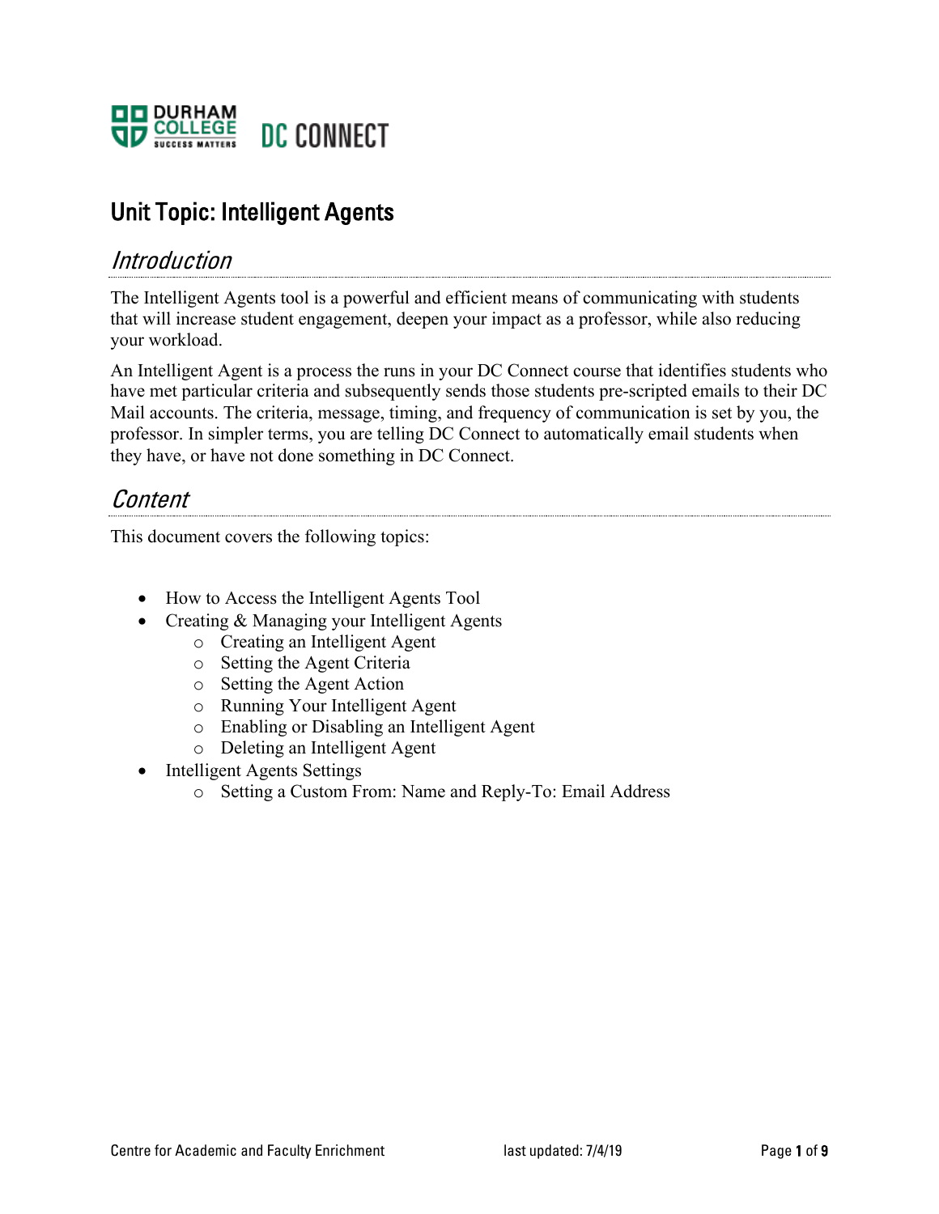# Unit Topic: Intelligent Agents

## *Introduction*

The Intelligent Agents tool is a powerful and efficient means of communicating with students that will increase student engagement, deepen your impact as a professor, while also reducing your workload.

An Intelligent Agent is a process the runs in your DC Connect course that identifies students who have met particular criteria and subsequently sends those students pre-scripted emails to their DC Mail accounts. The criteria, message, timing, and frequency of communication is set by you, the professor. In simpler terms, you are telling DC Connect to automatically email students when they have, or have not done something in DC Connect.

## *Content*

This document covers the following topics:

- How to Access the Intelligent Agents Tool
- Creating & Managing your Intelligent Agents
  - Creating an Intelligent Agent
  - Setting the Agent Criteria
  - Setting the Agent Action
  - Running Your Intelligent Agent
  - Enabling or Disabling an Intelligent Agent
  - Deleting an Intelligent Agent
- Intelligent Agents Settings
  - Setting a Custom From: Name and Reply-To: Email Address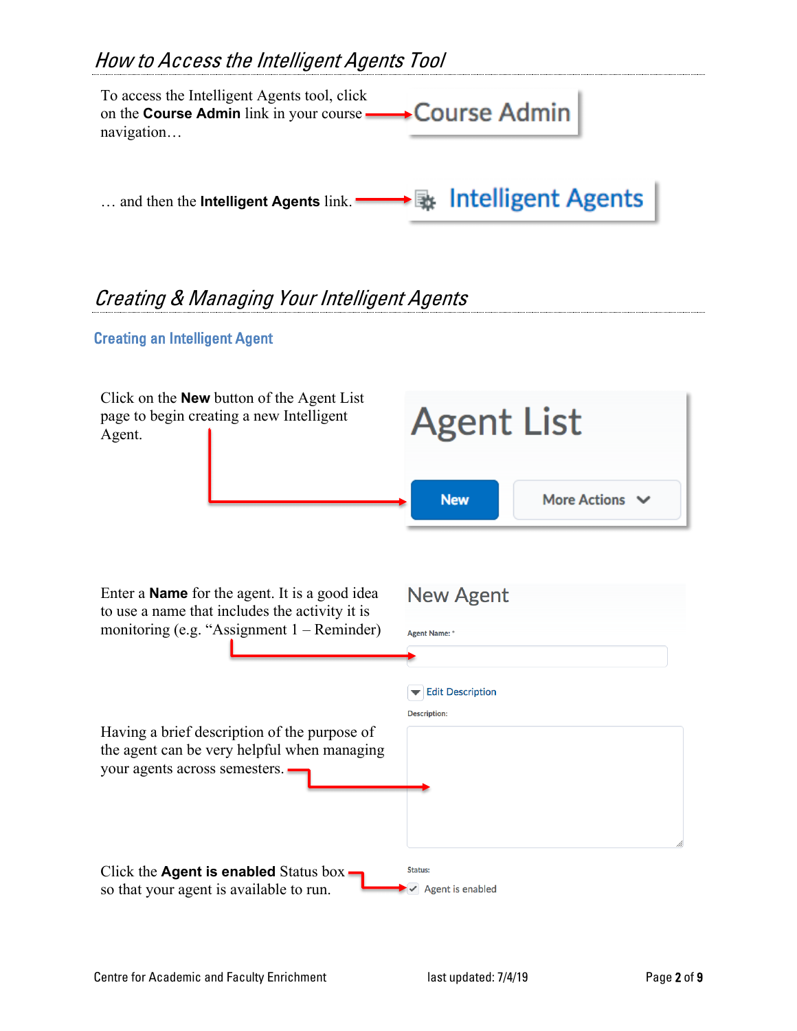## *How to Access the Intelligent Agents Tool*

To access the Intelligent Agents tool, click on the **Course Admin** link in your course navigation…

Course Admin

… and then the **Intelligent Agents** link.

Intelligent Agents

## *Creating & Managing Your Intelligent Agents*

### Creating an Intelligent Agent

Click on the **New** button of the Agent List page to begin creating a new Intelligent Agent.

Agent List

New | More Actions

Enter a **Name** for the agent. It is a good idea to use a name that includes the activity it is monitoring (e.g. "Assignment 1 – Reminder)

New Agent

Agent Name: *

Edit Description

Description:

Having a brief description of the purpose of the agent can be very helpful when managing your agents across semesters.

Click the **Agent is enabled** Status box so that your agent is available to run.

Status:

Agent is enabled

Centre for Academic and Faculty Enrichment — last updated: 7/4/19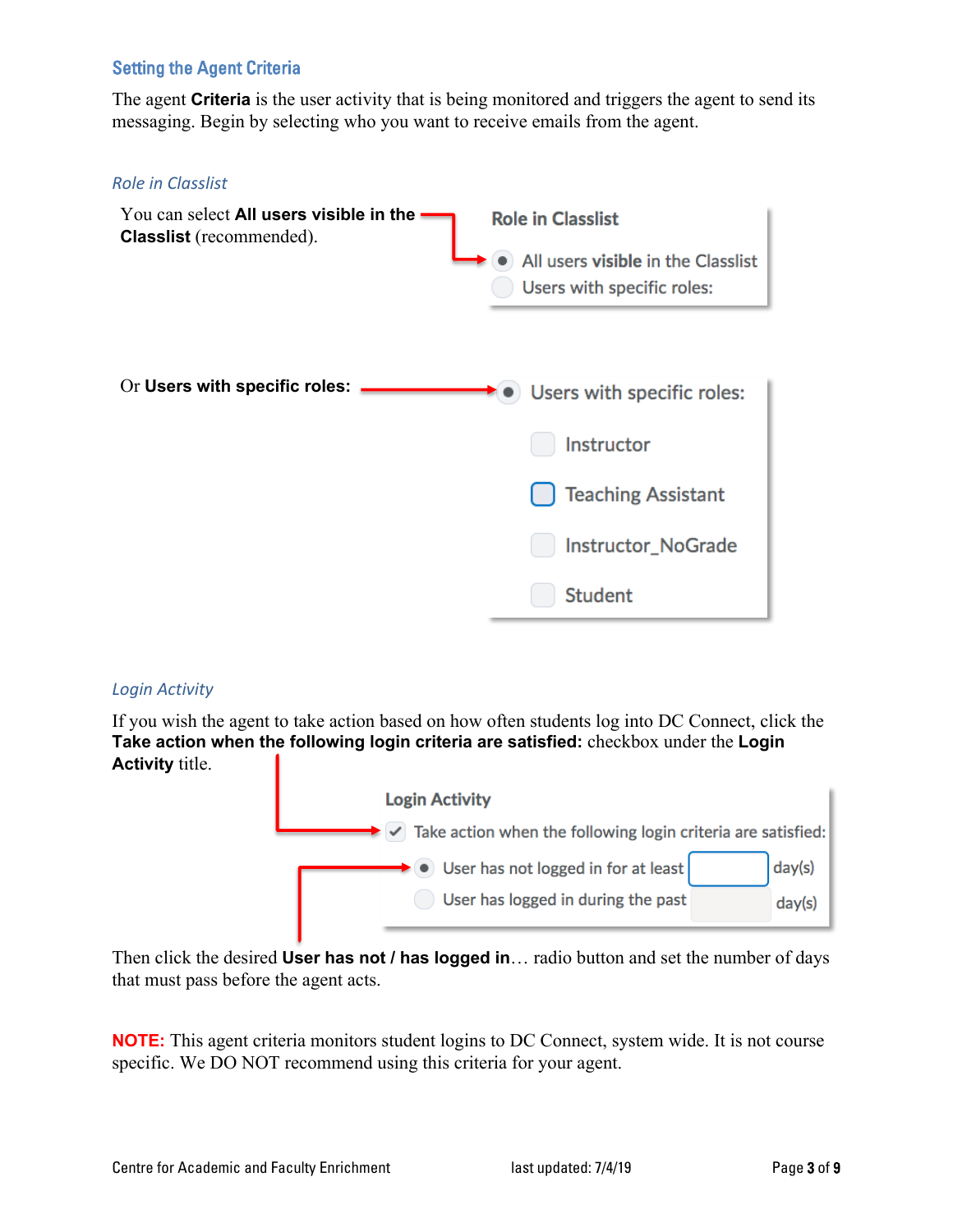## Setting the Agent Criteria

The agent **Criteria** is the user activity that is being monitored and triggers the agent to send its messaging. Begin by selecting who you want to receive emails from the agent.

### *Role in Classlist*

You can select **All users visible in the Classlist** (recommended).

Or **Users with specific roles:**

### *Login Activity*

If you wish the agent to take action based on how often students log into DC Connect, click the **Take action when the following login criteria are satisfied:** checkbox under the **Login Activity** title.

Then click the desired **User has not / has logged in**… radio button and set the number of days that must pass before the agent acts.

**NOTE:** This agent criteria monitors student logins to DC Connect, system wide. It is not course specific. We DO NOT recommend using this criteria for your agent.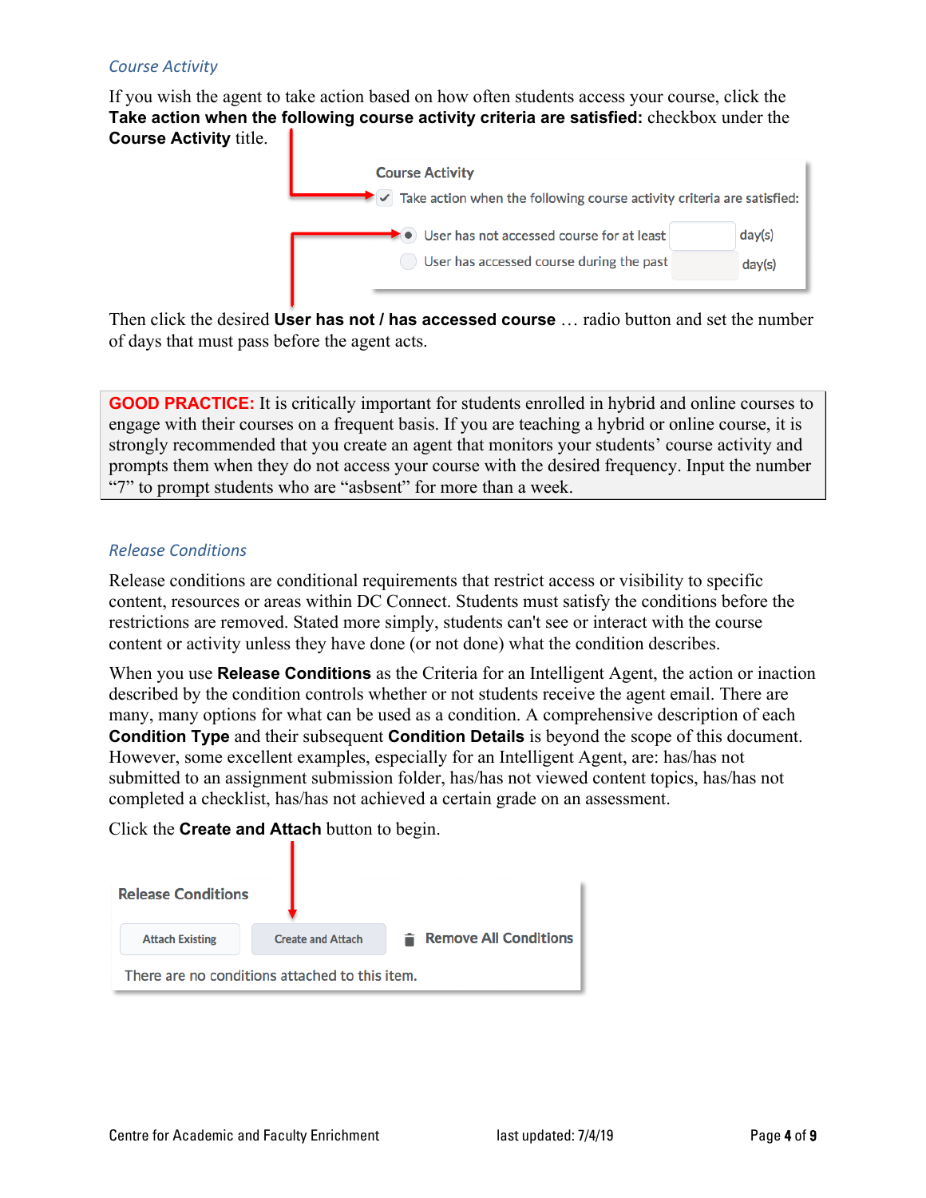### *Course Activity*

If you wish the agent to take action based on how often students access your course, click the **Take action when the following course activity criteria are satisfied:** checkbox under the **Course Activity** title.

Then click the desired **User has not / has accessed course** … radio button and set the number of days that must pass before the agent acts.

**GOOD PRACTICE:** It is critically important for students enrolled in hybrid and online courses to engage with their courses on a frequent basis. If you are teaching a hybrid or online course, it is strongly recommended that you create an agent that monitors your students' course activity and prompts them when they do not access your course with the desired frequency. Input the number "7" to prompt students who are "asbsent" for more than a week.

### *Release Conditions*

Release conditions are conditional requirements that restrict access or visibility to specific content, resources or areas within DC Connect. Students must satisfy the conditions before the restrictions are removed. Stated more simply, students can't see or interact with the course content or activity unless they have done (or not done) what the condition describes.

When you use **Release Conditions** as the Criteria for an Intelligent Agent, the action or inaction described by the condition controls whether or not students receive the agent email. There are many, many options for what can be used as a condition. A comprehensive description of each **Condition Type** and their subsequent **Condition Details** is beyond the scope of this document. However, some excellent examples, especially for an Intelligent Agent, are: has/has not submitted to an assignment submission folder, has/has not viewed content topics, has/has not completed a checklist, has/has not achieved a certain grade on an assessment.

Click the **Create and Attach** button to begin.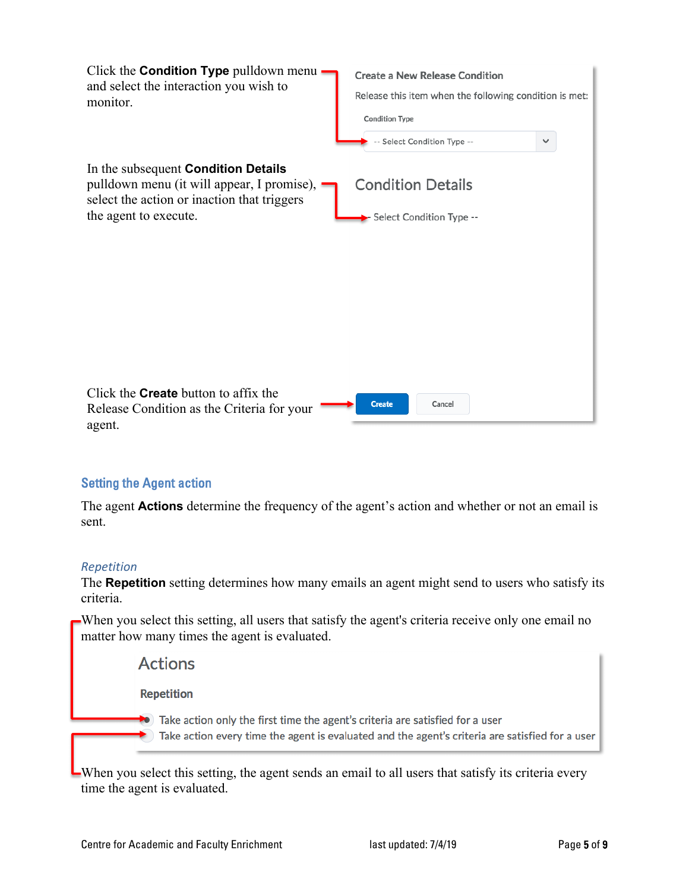Click the **Condition Type** pulldown menu and select the interaction you wish to monitor.

Create a New Release Condition

Release this item when the following condition is met:

Condition Type

-- Select Condition Type --

In the subsequent **Condition Details** pulldown menu (it will appear, I promise), select the action or inaction that triggers the agent to execute.

Condition Details

-- Select Condition Type --

Click the **Create** button to affix the Release Condition as the Criteria for your agent.

Create Cancel

## Setting the Agent action

The agent **Actions** determine the frequency of the agent's action and whether or not an email is sent.

### *Repetition*

The **Repetition** setting determines how many emails an agent might send to users who satisfy its criteria.

When you select this setting, all users that satisfy the agent's criteria receive only one email no matter how many times the agent is evaluated.

Actions

Repetition

- Take action only the first time the agent's criteria are satisfied for a user
- Take action every time the agent is evaluated and the agent's criteria are satisfied for a user

When you select this setting, the agent sends an email to all users that satisfy its criteria every time the agent is evaluated.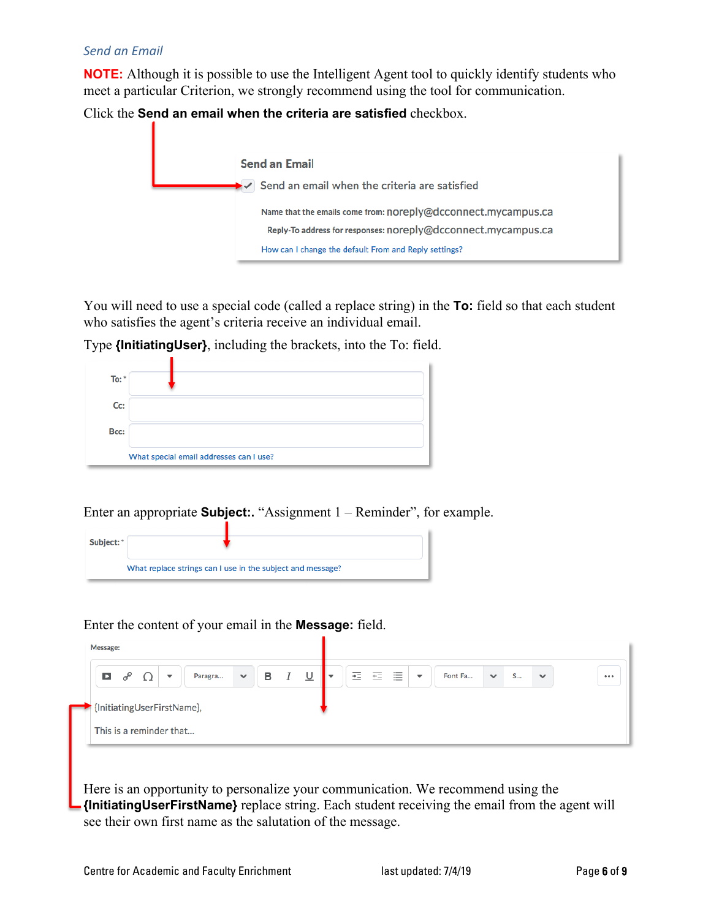### *Send an Email*

**NOTE:** Although it is possible to use the Intelligent Agent tool to quickly identify students who meet a particular Criterion, we strongly recommend using the tool for communication.

Click the **Send an email when the criteria are satisfied** checkbox.

Send an Email

Send an email when the criteria are satisfied

Name that the emails come from: noreply@dcconnect.mycampus.ca

Reply-To address for responses: noreply@dcconnect.mycampus.ca

How can I change the default From and Reply settings?

You will need to use a special code (called a replace string) in the **To:** field so that each student who satisfies the agent's criteria receive an individual email.

Type **{InitiatingUser}**, including the brackets, into the To: field.

To: *

Cc:

Bcc:

What special email addresses can I use?

Enter an appropriate **Subject:**. "Assignment 1 – Reminder", for example.

Subject: *

What replace strings can I use in the subject and message?

Enter the content of your email in the **Message:** field.

Message:

{InitiatingUserFirstName},

This is a reminder that...

Here is an opportunity to personalize your communication. We recommend using the **{InitiatingUserFirstName}** replace string. Each student receiving the email from the agent will see their own first name as the salutation of the message.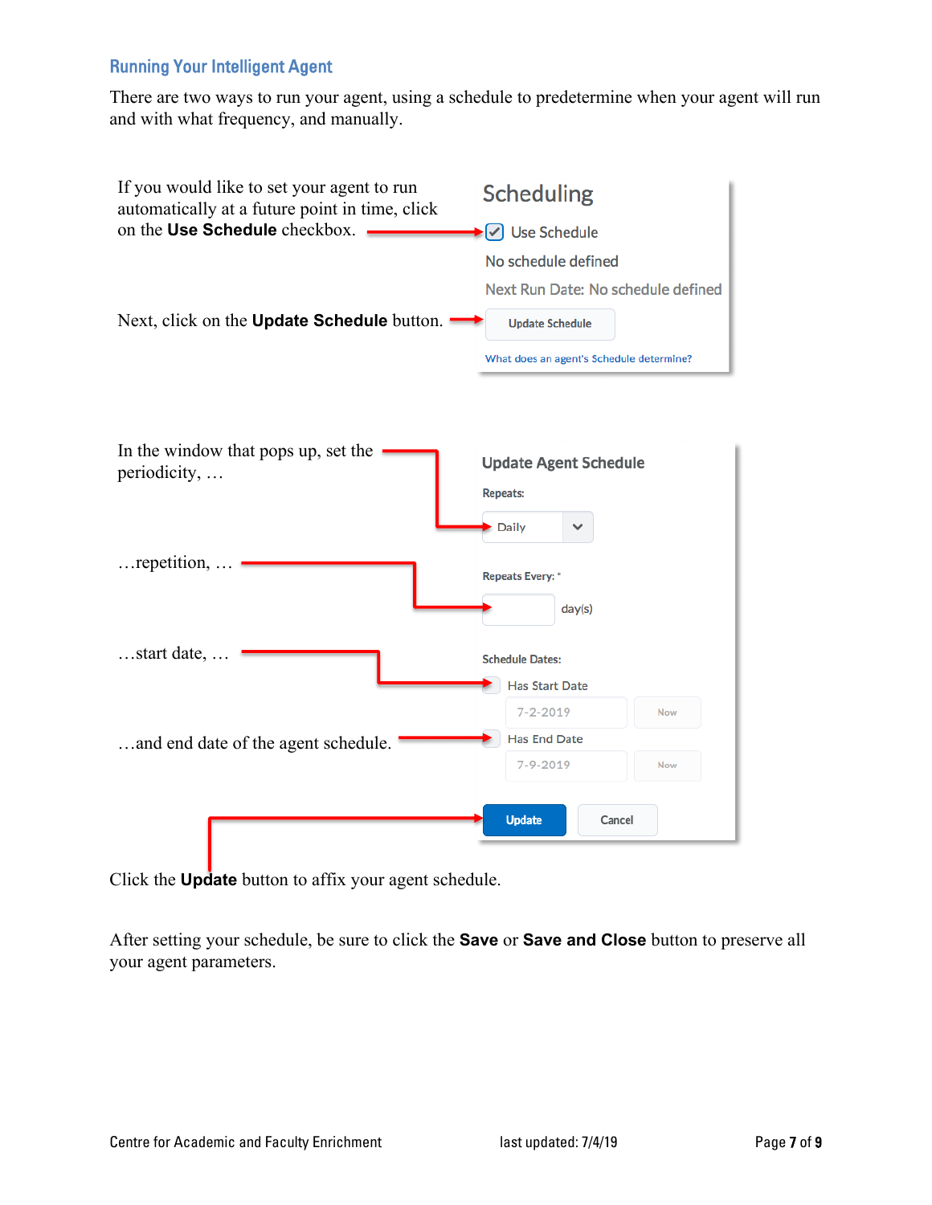## Running Your Intelligent Agent

There are two ways to run your agent, using a schedule to predetermine when your agent will run and with what frequency, and manually.

If you would like to set your agent to run automatically at a future point in time, click on the **Use Schedule** checkbox.

Next, click on the **Update Schedule** button.

In the window that pops up, set the periodicity, …

…repetition, …

…start date, …

…and end date of the agent schedule.

Click the **Update** button to affix your agent schedule.

After setting your schedule, be sure to click the **Save** or **Save and Close** button to preserve all your agent parameters.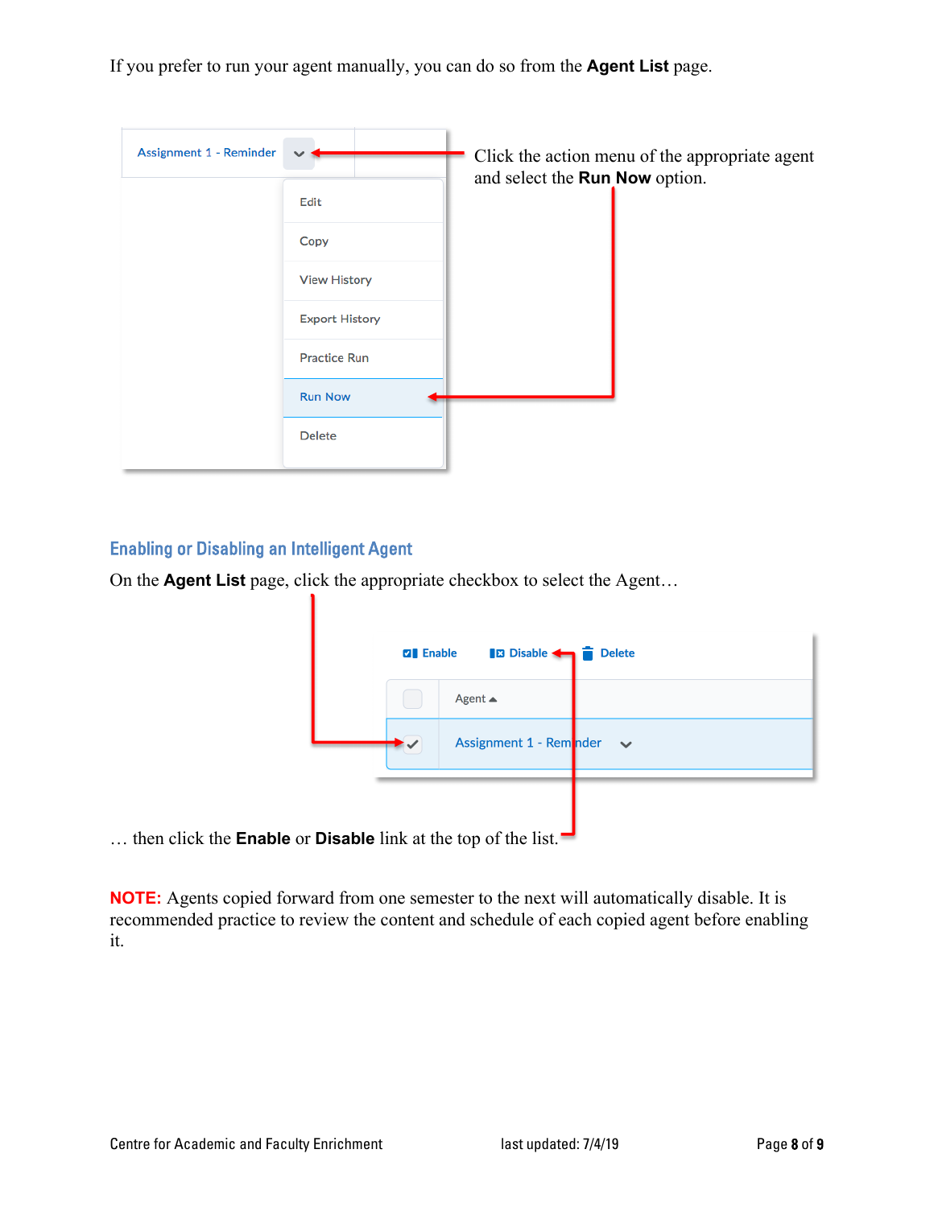If you prefer to run your agent manually, you can do so from the **Agent List** page.

Click the action menu of the appropriate agent and select the **Run Now** option.

## Enabling or Disabling an Intelligent Agent

On the **Agent List** page, click the appropriate checkbox to select the Agent…

… then click the **Enable** or **Disable** link at the top of the list.

**NOTE:** Agents copied forward from one semester to the next will automatically disable. It is recommended practice to review the content and schedule of each copied agent before enabling it.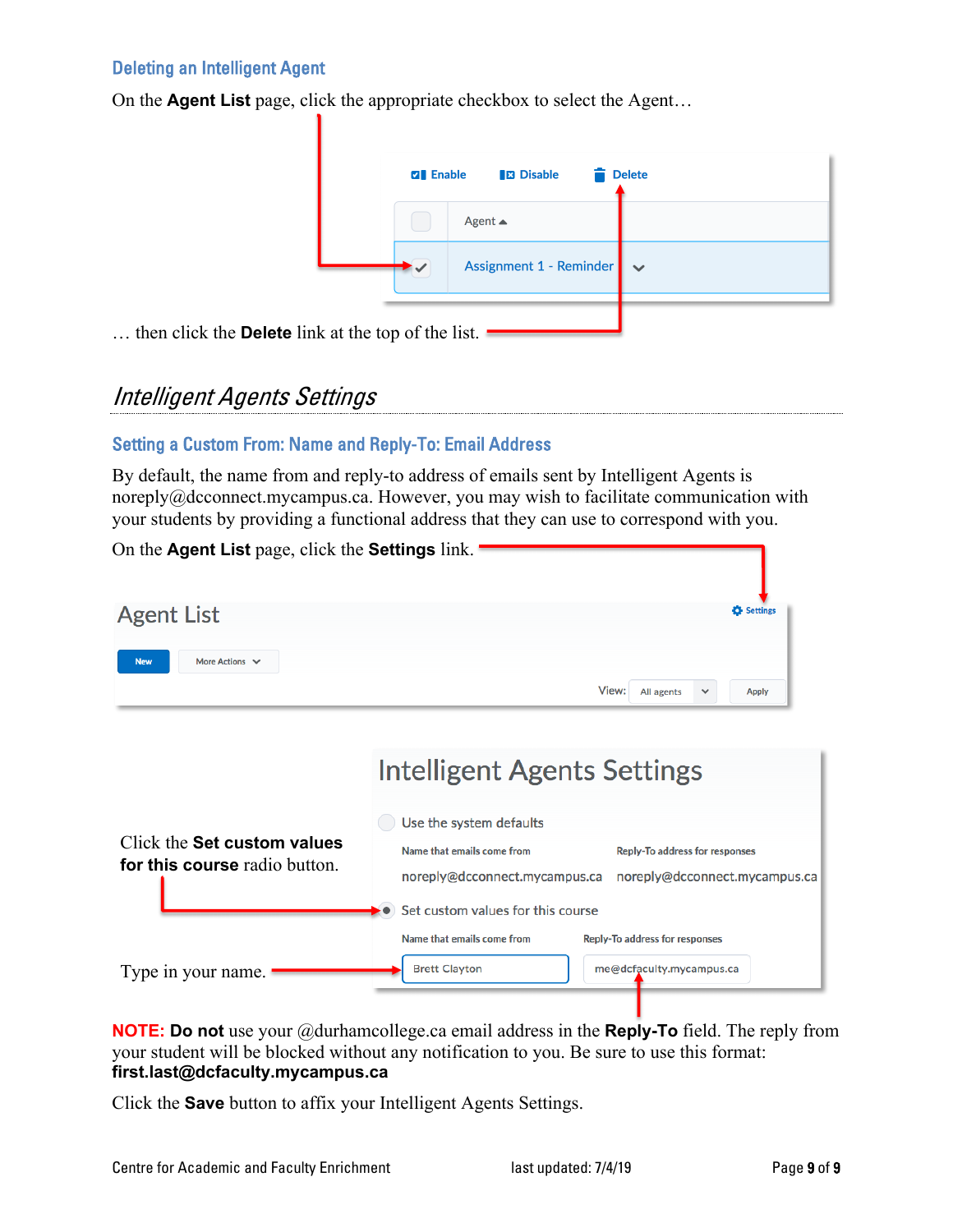### Deleting an Intelligent Agent

On the **Agent List** page, click the appropriate checkbox to select the Agent…

… then click the **Delete** link at the top of the list.

## *Intelligent Agents Settings*

### Setting a Custom From: Name and Reply-To: Email Address

By default, the name from and reply-to address of emails sent by Intelligent Agents is noreply@dcconnect.mycampus.ca. However, you may wish to facilitate communication with your students by providing a functional address that they can use to correspond with you.

On the **Agent List** page, click the **Settings** link.

Click the **Set custom values for this course** radio button.

Type in your name.

**NOTE: Do not** use your @durhamcollege.ca email address in the **Reply-To** field. The reply from your student will be blocked without any notification to you. Be sure to use this format: **first.last@dcfaculty.mycampus.ca**

Click the **Save** button to affix your Intelligent Agents Settings.